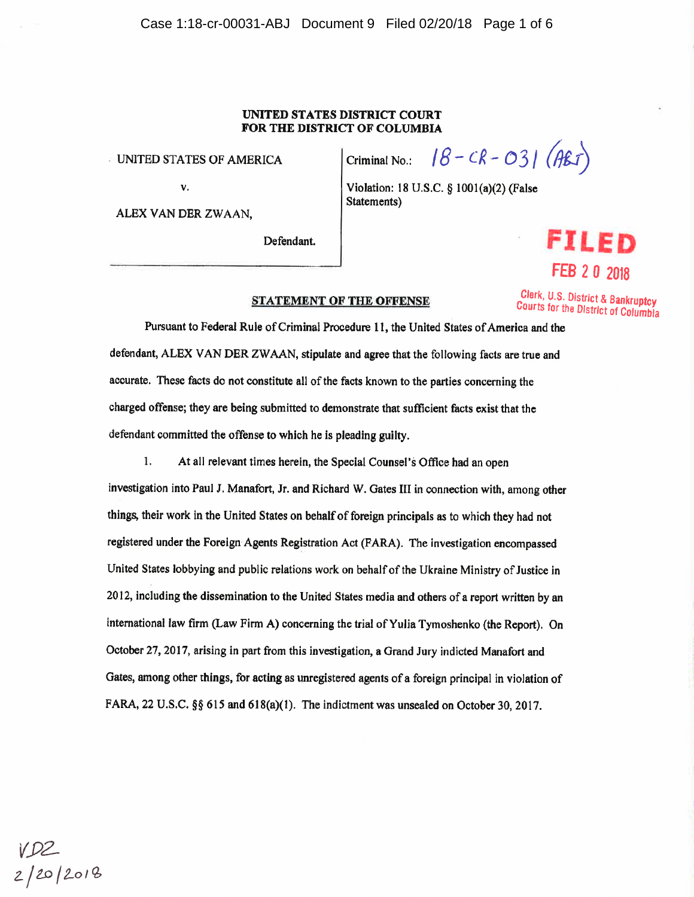**UNITED STATES DISTRICT COURT**
**FOR THE DISTRICT OF COLUMBIA**

| | |
|---|---|
| UNITED STATES OF AMERICA | Criminal No.: 18-CR-031 (ABJ) |
| v. | Violation: 18 U.S.C. § 1001(a)(2) (False Statements) |
| ALEX VAN DER ZWAAN, | |
| Defendant. | |

FILED
FEB 20 2018
Clerk, U.S. District & Bankruptcy Courts for the District of Columbia

## STATEMENT OF THE OFFENSE

Pursuant to Federal Rule of Criminal Procedure 11, the United States of America and the defendant, ALEX VAN DER ZWAAN, stipulate and agree that the following facts are true and accurate. These facts do not constitute all of the facts known to the parties concerning the charged offense; they are being submitted to demonstrate that sufficient facts exist that the defendant committed the offense to which he is pleading guilty.

1. At all relevant times herein, the Special Counsel's Office had an open investigation into Paul J. Manafort, Jr. and Richard W. Gates III in connection with, among other things, their work in the United States on behalf of foreign principals as to which they had not registered under the Foreign Agents Registration Act (FARA). The investigation encompassed United States lobbying and public relations work on behalf of the Ukraine Ministry of Justice in 2012, including the dissemination to the United States media and others of a report written by an international law firm (Law Firm A) concerning the trial of Yulia Tymoshenko (the Report). On October 27, 2017, arising in part from this investigation, a Grand Jury indicted Manafort and Gates, among other things, for acting as unregistered agents of a foreign principal in violation of FARA, 22 U.S.C. §§ 615 and 618(a)(1). The indictment was unsealed on October 30, 2017.

VDZ
2/20/2018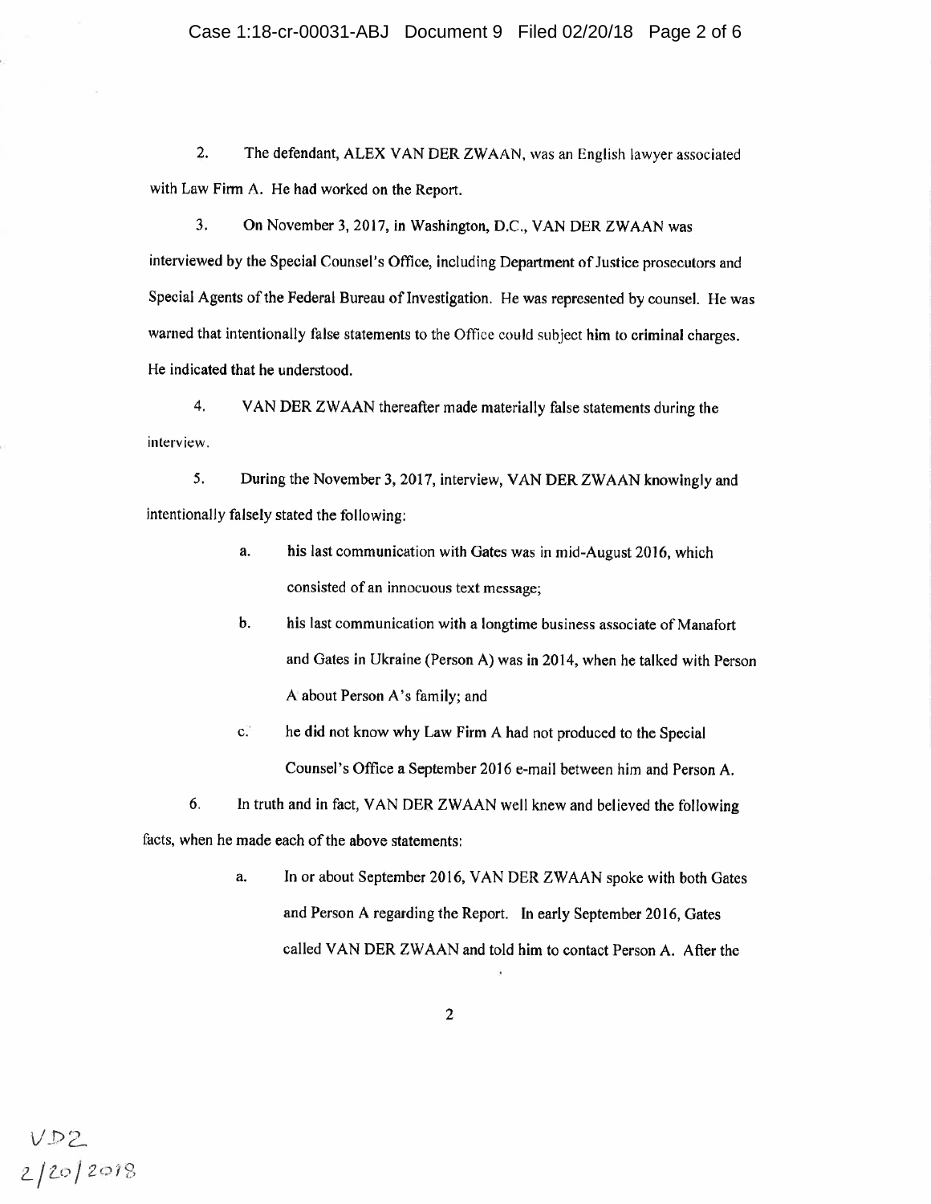2. The defendant, ALEX VAN DER ZWAAN, was an English lawyer associated with Law Firm A. He had worked on the Report.

3. On November 3, 2017, in Washington, D.C., VAN DER ZWAAN was interviewed by the Special Counsel's Office, including Department of Justice prosecutors and Special Agents of the Federal Bureau of Investigation. He was represented by counsel. He was warned that intentionally false statements to the Office could subject him to criminal charges. He indicated that he understood.

4. VAN DER ZWAAN thereafter made materially false statements during the interview.

5. During the November 3, 2017, interview, VAN DER ZWAAN knowingly and intentionally falsely stated the following:

   a. his last communication with Gates was in mid-August 2016, which consisted of an innocuous text message;

   b. his last communication with a longtime business associate of Manafort and Gates in Ukraine (Person A) was in 2014, when he talked with Person A about Person A's family; and

   c. he did not know why Law Firm A had not produced to the Special Counsel's Office a September 2016 e-mail between him and Person A.

6. In truth and in fact, VAN DER ZWAAN well knew and believed the following facts, when he made each of the above statements:

   a. In or about September 2016, VAN DER ZWAAN spoke with both Gates and Person A regarding the Report. In early September 2016, Gates called VAN DER ZWAAN and told him to contact Person A. After the

VDZ
2/20/2018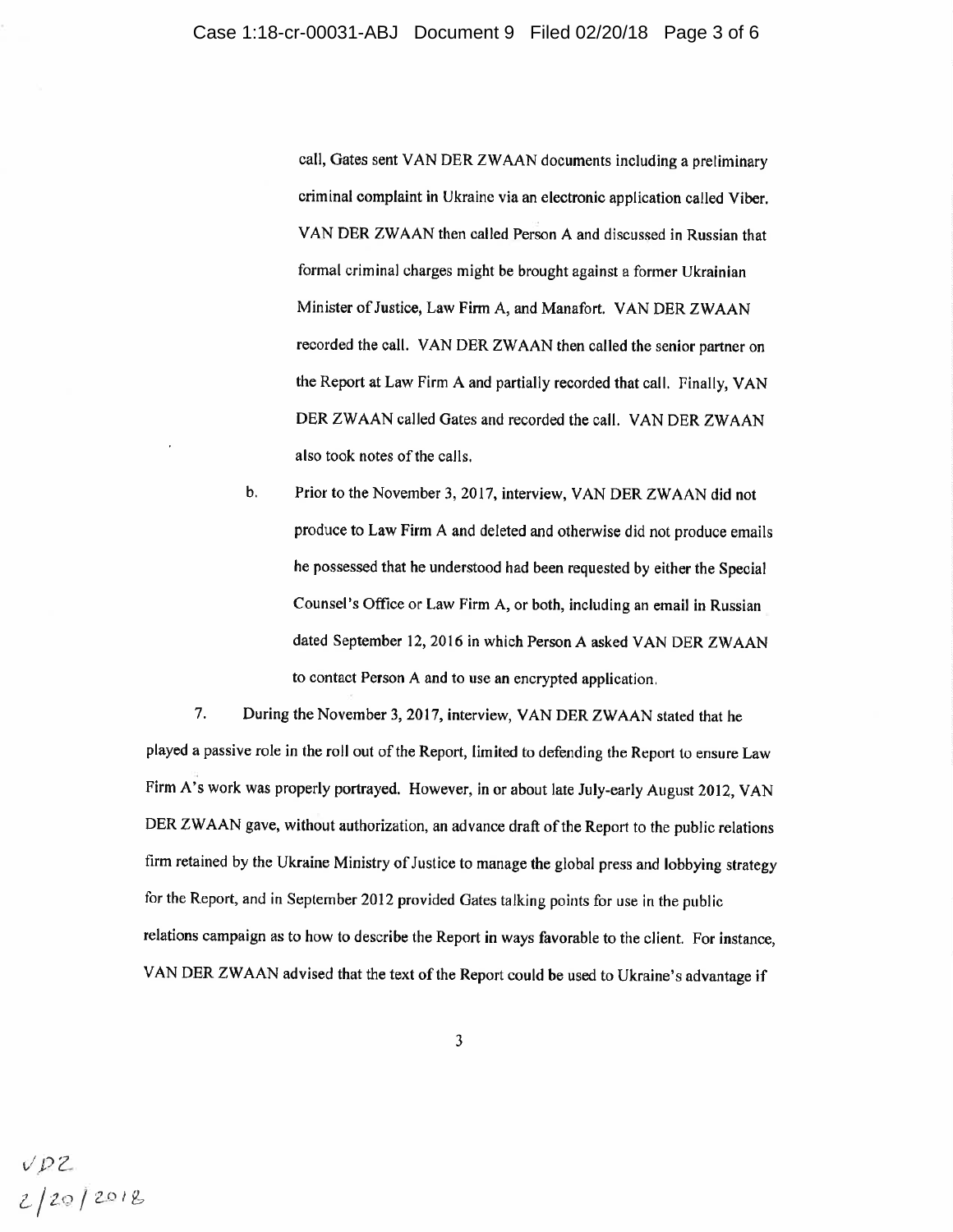call, Gates sent VAN DER ZWAAN documents including a preliminary criminal complaint in Ukraine via an electronic application called Viber. VAN DER ZWAAN then called Person A and discussed in Russian that formal criminal charges might be brought against a former Ukrainian Minister of Justice, Law Firm A, and Manafort. VAN DER ZWAAN recorded the call. VAN DER ZWAAN then called the senior partner on the Report at Law Firm A and partially recorded that call. Finally, VAN DER ZWAAN called Gates and recorded the call. VAN DER ZWAAN also took notes of the calls.

b. Prior to the November 3, 2017, interview, VAN DER ZWAAN did not produce to Law Firm A and deleted and otherwise did not produce emails he possessed that he understood had been requested by either the Special Counsel's Office or Law Firm A, or both, including an email in Russian dated September 12, 2016 in which Person A asked VAN DER ZWAAN to contact Person A and to use an encrypted application.

7. During the November 3, 2017, interview, VAN DER ZWAAN stated that he played a passive role in the roll out of the Report, limited to defending the Report to ensure Law Firm A's work was properly portrayed. However, in or about late July-early August 2012, VAN DER ZWAAN gave, without authorization, an advance draft of the Report to the public relations firm retained by the Ukraine Ministry of Justice to manage the global press and lobbying strategy for the Report, and in September 2012 provided Gates talking points for use in the public relations campaign as to how to describe the Report in ways favorable to the client. For instance, VAN DER ZWAAN advised that the text of the Report could be used to Ukraine's advantage if

VDZ
2/20/2018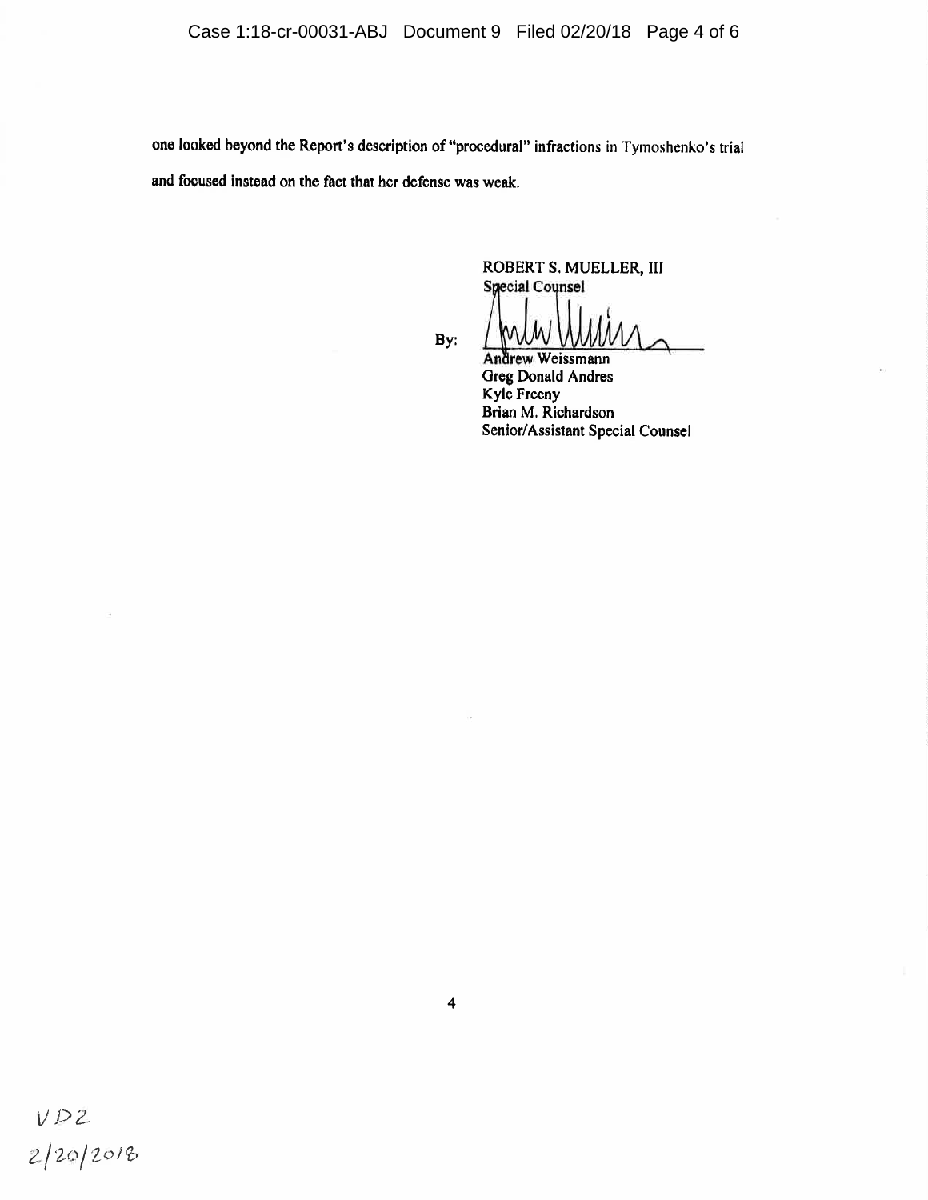one looked beyond the Report's description of "procedural" infractions in Tymoshenko's trial and focused instead on the fact that her defense was weak.

ROBERT S. MUELLER, III
Special Counsel

By: ______________________
Andrew Weissmann
Greg Donald Andres
Kyle Freeny
Brian M. Richardson
Senior/Assistant Special Counsel

VDZ
2/20/2018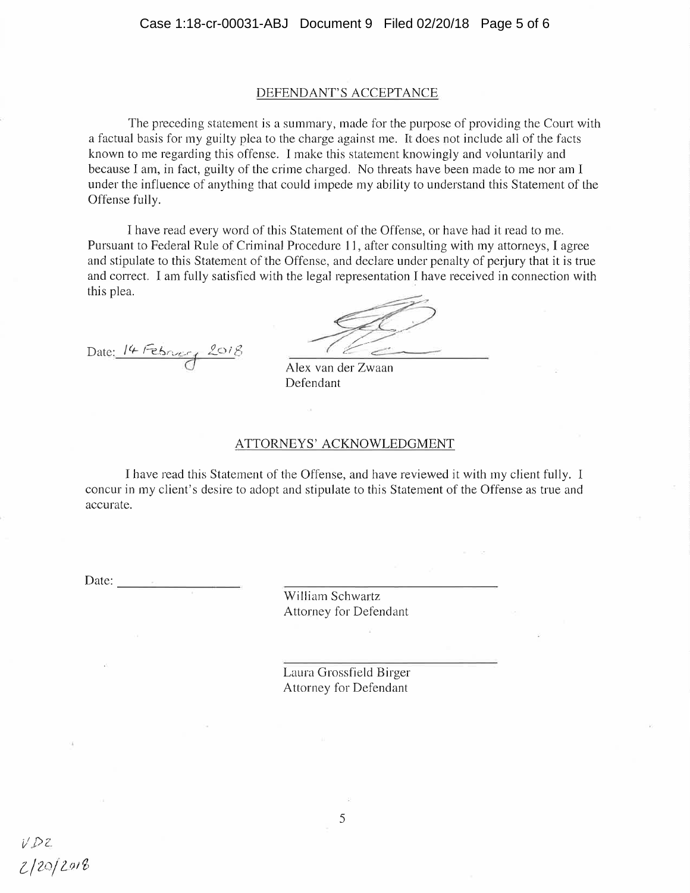## DEFENDANT'S ACCEPTANCE

The preceding statement is a summary, made for the purpose of providing the Court with a factual basis for my guilty plea to the charge against me. It does not include all of the facts known to me regarding this offense. I make this statement knowingly and voluntarily and because I am, in fact, guilty of the crime charged. No threats have been made to me nor am I under the influence of anything that could impede my ability to understand this Statement of the Offense fully.

I have read every word of this Statement of the Offense, or have had it read to me. Pursuant to Federal Rule of Criminal Procedure 11, after consulting with my attorneys, I agree and stipulate to this Statement of the Offense, and declare under penalty of perjury that it is true and correct. I am fully satisfied with the legal representation I have received in connection with this plea.

Date: 14 February 2018

Alex van der Zwaan
Defendant

## ATTORNEYS' ACKNOWLEDGMENT

I have read this Statement of the Offense, and have reviewed it with my client fully. I concur in my client's desire to adopt and stipulate to this Statement of the Offense as true and accurate.

Date: ____________

William Schwartz
Attorney for Defendant

Laura Grossfield Birger
Attorney for Defendant

VDZ
2/20/2018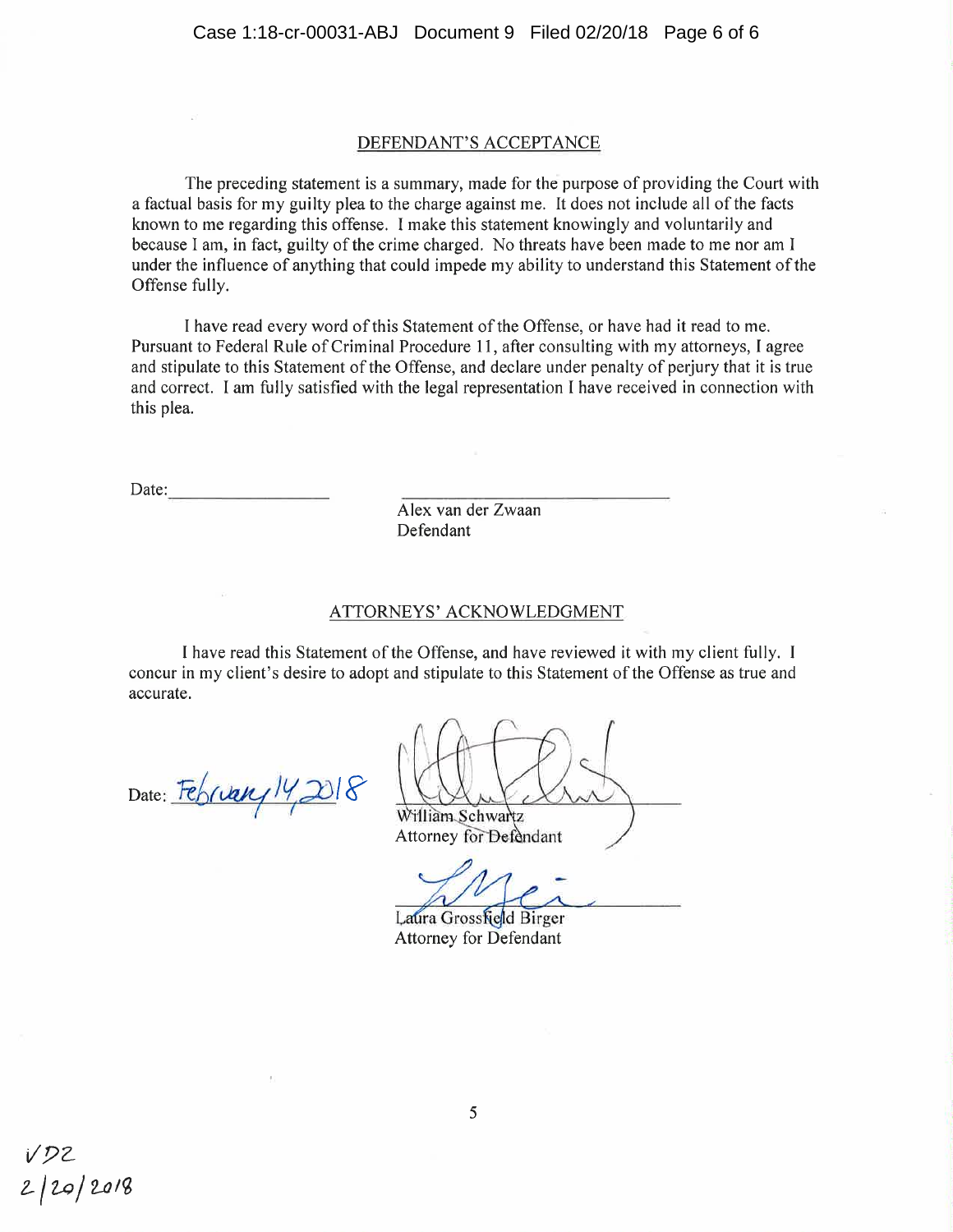## DEFENDANT'S ACCEPTANCE

The preceding statement is a summary, made for the purpose of providing the Court with a factual basis for my guilty plea to the charge against me. It does not include all of the facts known to me regarding this offense. I make this statement knowingly and voluntarily and because I am, in fact, guilty of the crime charged. No threats have been made to me nor am I under the influence of anything that could impede my ability to understand this Statement of the Offense fully.

I have read every word of this Statement of the Offense, or have had it read to me. Pursuant to Federal Rule of Criminal Procedure 11, after consulting with my attorneys, I agree and stipulate to this Statement of the Offense, and declare under penalty of perjury that it is true and correct. I am fully satisfied with the legal representation I have received in connection with this plea.

Date: ____________________

____________________________
Alex van der Zwaan
Defendant

## ATTORNEYS' ACKNOWLEDGMENT

I have read this Statement of the Offense, and have reviewed it with my client fully. I concur in my client's desire to adopt and stipulate to this Statement of the Offense as true and accurate.

Date: February 14, 2018

[signature]
William Schwartz
Attorney for Defendant

[signature]
Laura Grossfield Birger
Attorney for Defendant

VDZ
2/20/2018